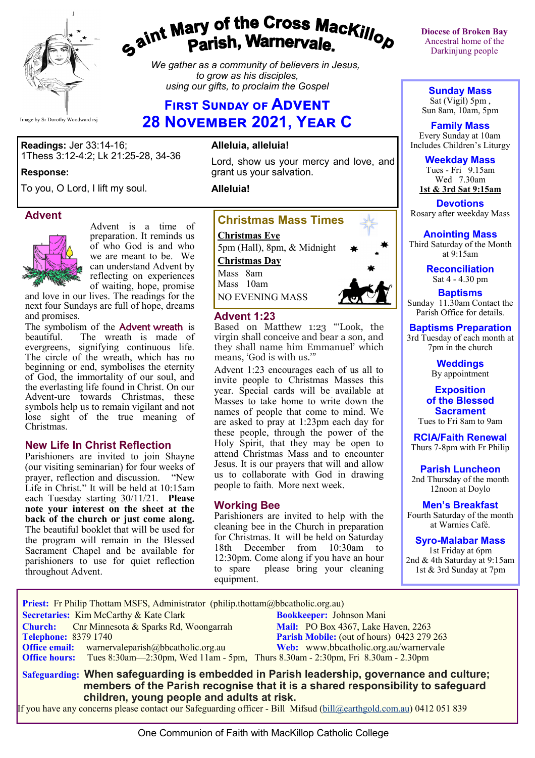Image by Sr Dorothy Woodward rsj

# Saint Mary of the Cross MacKillop Parish, Warnervale.

*We gather as a community of believers in Jesus, to grow as his disciples, using our gifts, to proclaim the Gospel*

## First Sunday of Advent
## 28 November 2021, Year C

Diocese of Broken Bay
Ancestral home of the Darkinjung people

**Readings:** Jer 33:14-16; 1Thess 3:12-4:2; Lk 21:25-28, 34-36

**Response:**

To you, O Lord, I lift my soul.

**Alleluia, alleluia!**

Lord, show us your mercy and love, and grant us your salvation.

**Alleluia!**

### Advent

Advent is a time of preparation. It reminds us of who God is and who we are meant to be. We can understand Advent by reflecting on experiences of waiting, hope, promise and love in our lives. The readings for the next four Sundays are full of hope, dreams and promises.

The symbolism of the Advent wreath is beautiful. The wreath is made of evergreens, signifying continuous life. The circle of the wreath, which has no beginning or end, symbolises the eternity of God, the immortality of our soul, and the everlasting life found in Christ. On our Advent-ure towards Christmas, these symbols help us to remain vigilant and not lose sight of the true meaning of Christmas.

### New Life In Christ Reflection

Parishioners are invited to join Shayne (our visiting seminarian) for four weeks of prayer, reflection and discussion. "New Life in Christ." It will be held at 10:15am each Tuesday starting 30/11/21. **Please note your interest on the sheet at the back of the church or just come along.** The beautiful booklet that will be used for the program will remain in the Blessed Sacrament Chapel and be available for parishioners to use for quiet reflection throughout Advent.

### Christmas Mass Times

**Christmas Eve**

5pm (Hall), 8pm, & Midnight

**Christmas Day**

Mass 8am

Mass 10am

NO EVENING MASS

### Advent 1:23

Based on Matthew 1:23 "'Look, the virgin shall conceive and bear a son, and they shall name him Emmanuel' which means, 'God is with us.'"

Advent 1:23 encourages each of us all to invite people to Christmas Masses this year. Special cards will be available at Masses to take home to write down the names of people that come to mind. We are asked to pray at 1:23pm each day for these people, through the power of the Holy Spirit, that they may be open to attend Christmas Mass and to encounter Jesus. It is our prayers that will and allow us to collaborate with God in drawing people to faith. More next week.

### Working Bee

Parishioners are invited to help with the cleaning bee in the Church in preparation for Christmas. It will be held on Saturday 18th December from 10:30am to 12:30pm. Come along if you have an hour to spare please bring your cleaning equipment.

**Sunday Mass**
Sat (Vigil) 5pm ,
Sun 8am, 10am, 5pm

**Family Mass**
Every Sunday at 10am
Includes Children's Liturgy

**Weekday Mass**
Tues - Fri 9.15am
Wed 7.30am
**1st & 3rd Sat 9:15am**

**Devotions**
Rosary after weekday Mass

**Anointing Mass**
Third Saturday of the Month at 9:15am

**Reconciliation**
Sat 4 - 4.30 pm

**Baptisms**
Sunday 11.30am Contact the Parish Office for details.

**Baptisms Preparation**
3rd Tuesday of each month at 7pm in the church

**Weddings**
By appointment

**Exposition of the Blessed Sacrament**
Tues to Fri 8am to 9am

**RCIA/Faith Renewal**
Thurs 7-8pm with Fr Philip

**Parish Luncheon**
2nd Thursday of the month 12noon at Doylo

**Men's Breakfast**
Fourth Saturday of the month at Warnies Café.

**Syro-Malabar Mass**
1st Friday at 6pm
2nd & 4th Saturday at 9:15am
1st & 3rd Sunday at 7pm

**Priest:** Fr Philip Thottam MSFS, Administrator (philip.thottam@bbcatholic.org.au)
**Secretaries:** Kim McCarthy & Kate Clark
**Bookkeeper:** Johnson Mani
**Church:** Cnr Minnesota & Sparks Rd, Woongarrah
**Mail:** PO Box 4367, Lake Haven, 2263
**Telephone:** 8379 1740
**Parish Mobile:** (out of hours) 0423 279 263
**Office email:** warnervaleparish@bbcatholic.org.au
**Web:** www.bbcatholic.org.au/warnervale
**Office hours:** Tues 8:30am—2:30pm, Wed 11am - 5pm, Thurs 8.30am - 2:30pm, Fri 8.30am - 2.30pm

**Safeguarding:** **When safeguarding is embedded in Parish leadership, governance and culture; members of the Parish recognise that it is a shared responsibility to safeguard children, young people and adults at risk.**

If you have any concerns please contact our Safeguarding officer - Bill Mifsud (bill@earthgold.com.au) 0412 051 839

One Communion of Faith with MacKillop Catholic College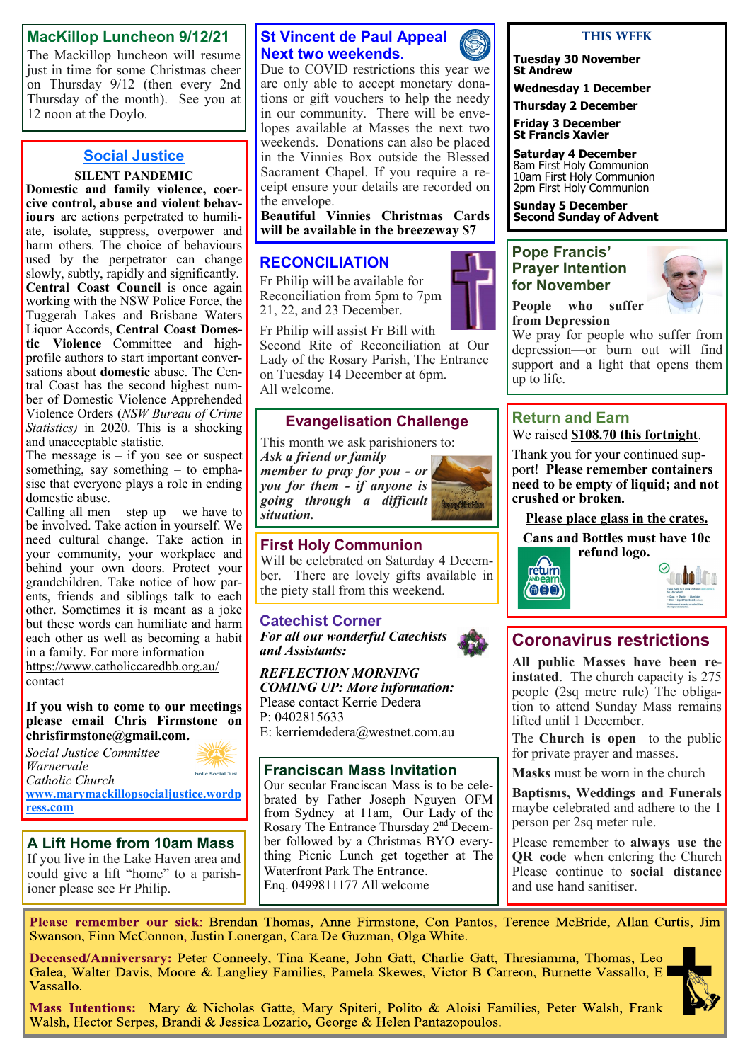## MacKillop Luncheon 9/12/21

The Mackillop luncheon will resume just in time for some Christmas cheer on Thursday 9/12 (then every 2nd Thursday of the month). See you at 12 noon at the Doylo.

## Social Justice

**SILENT PANDEMIC**

**Domestic and family violence, coercive control, abuse and violent behaviours** are actions perpetrated to humiliate, isolate, suppress, overpower and harm others. The choice of behaviours used by the perpetrator can change slowly, subtly, rapidly and significantly. **Central Coast Council** is once again working with the NSW Police Force, the Tuggerah Lakes and Brisbane Waters Liquor Accords, **Central Coast Domestic Violence** Committee and high-profile authors to start important conversations about **domestic** abuse. The Central Coast has the second highest number of Domestic Violence Apprehended Violence Orders (*NSW Bureau of Crime Statistics)* in 2020. This is a shocking and unacceptable statistic.

The message is – if you see or suspect something, say something – to emphasise that everyone plays a role in ending domestic abuse.

Calling all men – step up – we have to be involved. Take action in yourself. We need cultural change. Take action in your community, your workplace and behind your own doors. Protect your grandchildren. Take notice of how parents, friends and siblings talk to each other. Sometimes it is meant as a joke but these words can humiliate and harm each other as well as becoming a habit in a family. For more information https://www.catholiccaredbb.org.au/contact

**If you wish to come to our meetings please email Chris Firmstone on chrisfirmstone@gmail.com.**

*Social Justice Committee*
*Warnervale*
*Catholic Church*
**www.marymackillopsocialjustice.wordpress.com**

## A Lift Home from 10am Mass

If you live in the Lake Haven area and could give a lift "home" to a parishioner please see Fr Philip.

## St Vincent de Paul Appeal Next two weekends.

Due to COVID restrictions this year we are only able to accept monetary donations or gift vouchers to help the needy in our community. There will be envelopes available at Masses the next two weekends. Donations can also be placed in the Vinnies Box outside the Blessed Sacrament Chapel. If you require a receipt ensure your details are recorded on the envelope.

**Beautiful Vinnies Christmas Cards will be available in the breezeway $7**

## RECONCILIATION

Fr Philip will be available for Reconciliation from 5pm to 7pm 21, 22, and 23 December.

Fr Philip will assist Fr Bill with Second Rite of Reconciliation at Our Lady of the Rosary Parish, The Entrance on Tuesday 14 December at 6pm. All welcome.

## Evangelisation Challenge

This month we ask parishioners to: ***Ask a friend or family member to pray for you - or you for them - if anyone is going through a difficult situation.***

## First Holy Communion

Will be celebrated on Saturday 4 December. There are lovely gifts available in the piety stall from this weekend.

## Catechist Corner

***For all our wonderful Catechists and Assistants:***

***REFLECTION MORNING COMING UP: More information:***
Please contact Kerrie Dedera
P: 0402815633
E: kerriemdedera@westnet.com.au

## Franciscan Mass Invitation

Our secular Franciscan Mass is to be celebrated by Father Joseph Nguyen OFM from Sydney at 11am, Our Lady of the Rosary The Entrance Thursday 2nd December followed by a Christmas BYO everything Picnic Lunch get together at The Waterfront Park The Entrance.
Enq. 0499811177 All welcome

## THIS WEEK

**Tuesday 30 November**
**St Andrew**

**Wednesday 1 December**

**Thursday 2 December**

**Friday 3 December**
**St Francis Xavier**

**Saturday 4 December**
8am First Holy Communion
10am First Holy Communion
2pm First Holy Communion

**Sunday 5 December**
**Second Sunday of Advent**

## Pope Francis' Prayer Intention for November

**People who suffer from Depression**

We pray for people who suffer from depression—or burn out will find support and a light that opens them up to life.

## Return and Earn

We raised **$108.70 this fortnight**.

Thank you for your continued support! **Please remember containers need to be empty of liquid; and not crushed or broken.**

**Please place glass in the crates.**

**Cans and Bottles must have 10c refund logo.**

## Coronavirus restrictions

**All public Masses have been reinstated**. The church capacity is 275 people (2sq metre rule) The obligation to attend Sunday Mass remains lifted until 1 December.

The **Church is open** to the public for private prayer and masses.

**Masks** must be worn in the church

**Baptisms, Weddings and Funerals** maybe celebrated and adhere to the 1 person per 2sq meter rule.

Please remember to **always use the QR code** when entering the Church. Please continue to **social distance** and use hand sanitiser.

---

**Please remember our sick**: Brendan Thomas, Anne Firmstone, Con Pantos, Terence McBride, Allan Curtis, Jim Swanson, Finn McConnon, Justin Lonergan, Cara De Guzman, Olga White.

**Deceased/Anniversary:** Peter Conneely, Tina Keane, John Gatt, Charlie Gatt, Thresiamma, Thomas, Leo Galea, Walter Davis, Moore & Langliey Families, Pamela Skewes, Victor B Carreon, Burnette Vassallo, E Vassallo.

**Mass Intentions:** Mary & Nicholas Gatte, Mary Spiteri, Polito & Aloisi Families, Peter Walsh, Frank Walsh, Hector Serpes, Brandi & Jessica Lozario, George & Helen Pantazopoulos.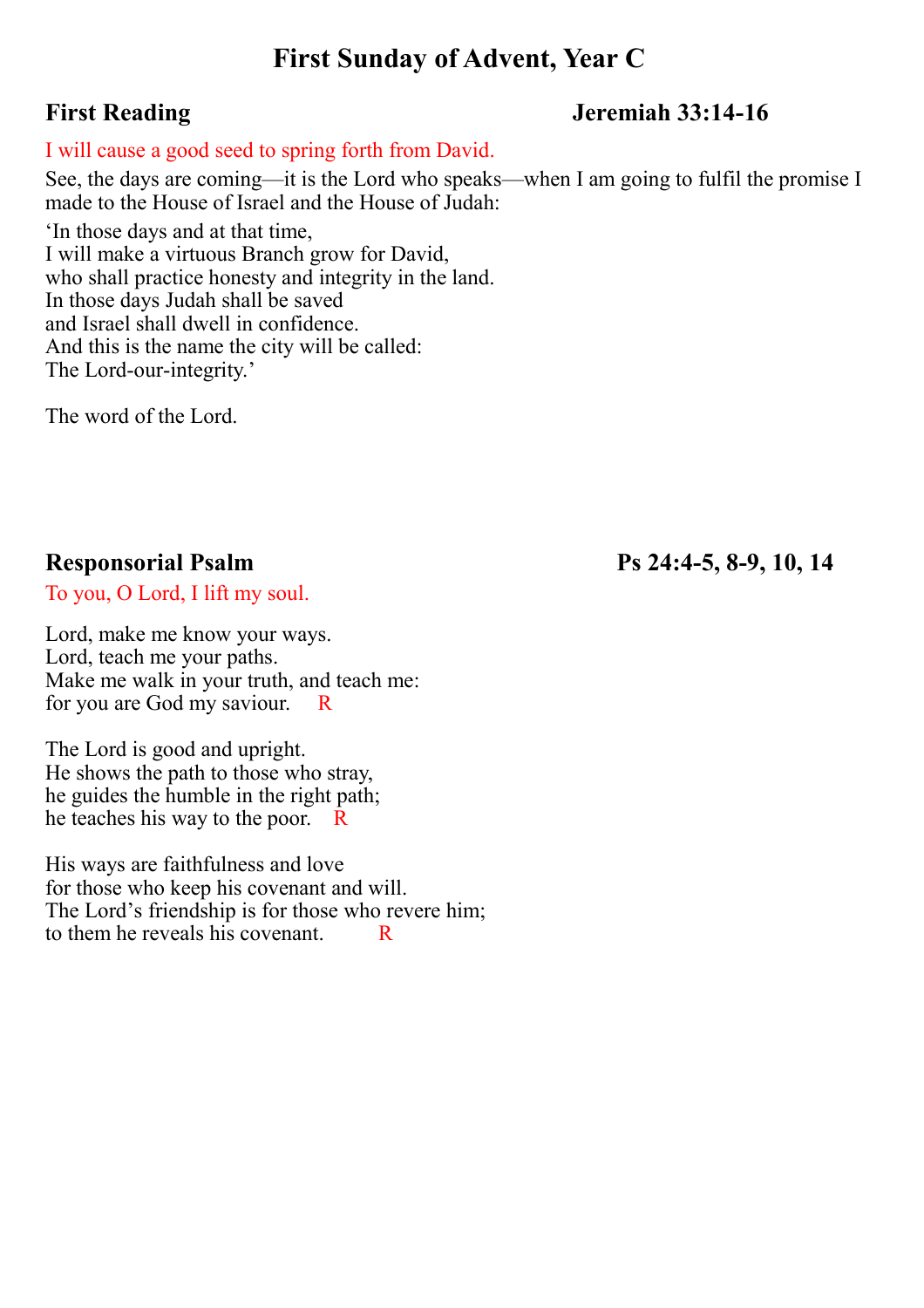# First Sunday of Advent, Year C

## First Reading — Jeremiah 33:14-16

I will cause a good seed to spring forth from David.

See, the days are coming—it is the Lord who speaks—when I am going to fulfil the promise I made to the House of Israel and the House of Judah:

'In those days and at that time,  
I will make a virtuous Branch grow for David,  
who shall practice honesty and integrity in the land.  
In those days Judah shall be saved  
and Israel shall dwell in confidence.  
And this is the name the city will be called:  
The Lord-our-integrity.'

The word of the Lord.

## Responsorial Psalm — Ps 24:4-5, 8-9, 10, 14

To you, O Lord, I lift my soul.

Lord, make me know your ways.  
Lord, teach me your paths.  
Make me walk in your truth, and teach me:  
for you are God my saviour. R

The Lord is good and upright.  
He shows the path to those who stray,  
he guides the humble in the right path;  
he teaches his way to the poor. R

His ways are faithfulness and love  
for those who keep his covenant and will.  
The Lord's friendship is for those who revere him;  
to them he reveals his covenant. R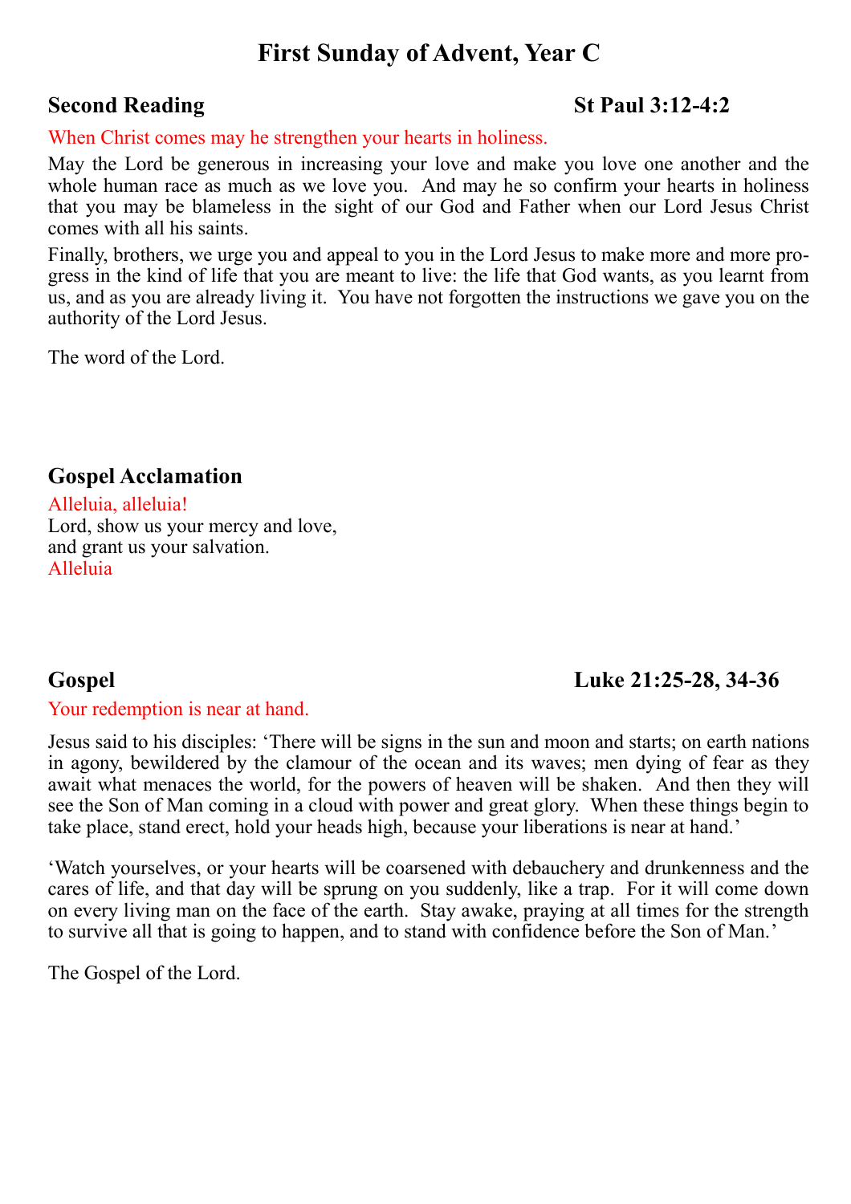# First Sunday of Advent, Year C

## Second Reading — St Paul 3:12-4:2

When Christ comes may he strengthen your hearts in holiness.

May the Lord be generous in increasing your love and make you love one another and the whole human race as much as we love you. And may he so confirm your hearts in holiness that you may be blameless in the sight of our God and Father when our Lord Jesus Christ comes with all his saints.

Finally, brothers, we urge you and appeal to you in the Lord Jesus to make more and more progress in the kind of life that you are meant to live: the life that God wants, as you learnt from us, and as you are already living it. You have not forgotten the instructions we gave you on the authority of the Lord Jesus.

The word of the Lord.

## Gospel Acclamation

Alleluia, alleluia!
Lord, show us your mercy and love,
and grant us your salvation.
Alleluia

## Gospel — Luke 21:25-28, 34-36

Your redemption is near at hand.

Jesus said to his disciples: 'There will be signs in the sun and moon and starts; on earth nations in agony, bewildered by the clamour of the ocean and its waves; men dying of fear as they await what menaces the world, for the powers of heaven will be shaken. And then they will see the Son of Man coming in a cloud with power and great glory. When these things begin to take place, stand erect, hold your heads high, because your liberations is near at hand.'

'Watch yourselves, or your hearts will be coarsened with debauchery and drunkenness and the cares of life, and that day will be sprung on you suddenly, like a trap. For it will come down on every living man on the face of the earth. Stay awake, praying at all times for the strength to survive all that is going to happen, and to stand with confidence before the Son of Man.'

The Gospel of the Lord.